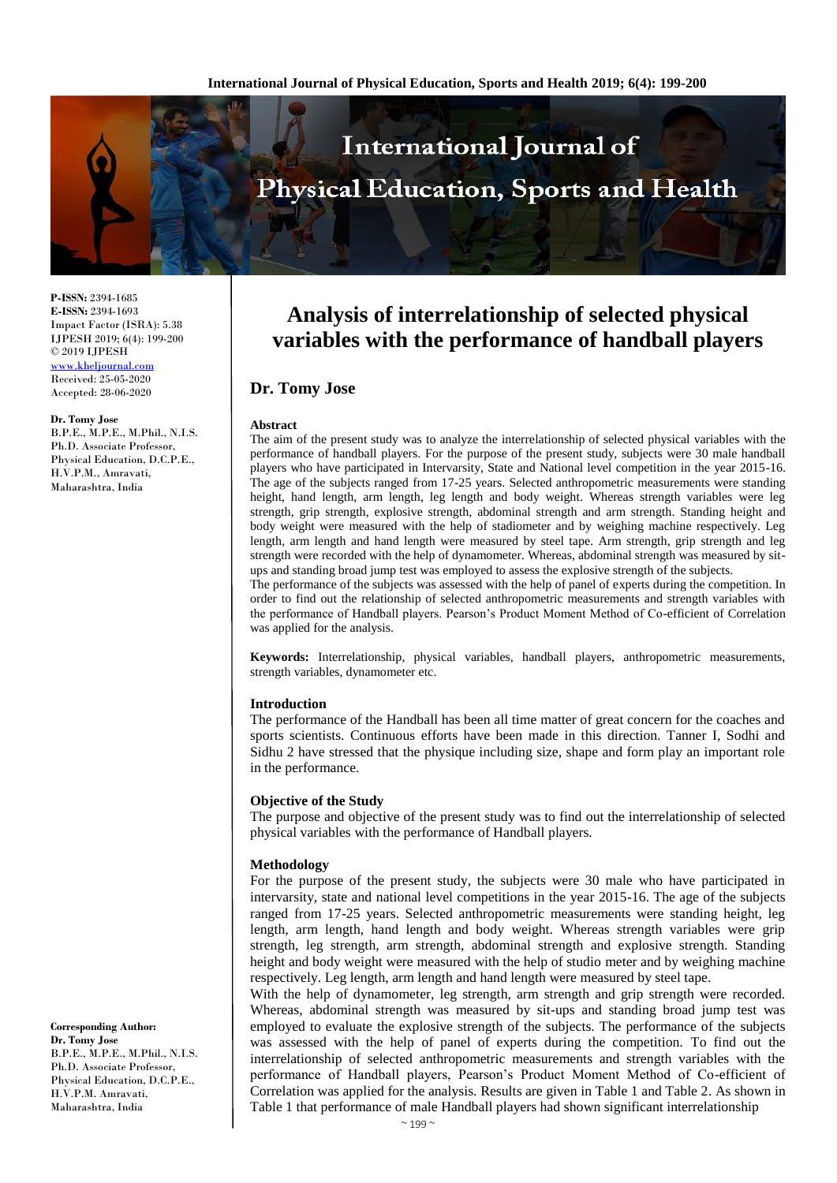**P-ISSN:** 2394-1685
**E-ISSN:** 2394-1693
Impact Factor (ISRA): 5.38
IJPESH 2019; 6(4): 199-200
© 2019 IJPESH
www.kheljournal.com
Received: 25-05-2020
Accepted: 28-06-2020

**Dr. Tomy Jose**
B.P.E., M.P.E., M.Phil., N.I.S. Ph.D. Associate Professor, Physical Education, D.C.P.E., H.V.P.M., Amravati, Maharashtra, India

**Corresponding Author:**
**Dr. Tomy Jose**
B.P.E., M.P.E., M.Phil., N.I.S. Ph.D. Associate Professor, Physical Education, D.C.P.E., H.V.P.M. Amravati, Maharashtra, India

# Analysis of interrelationship of selected physical variables with the performance of handball players

## Dr. Tomy Jose

**Abstract**

The aim of the present study was to analyze the interrelationship of selected physical variables with the performance of handball players. For the purpose of the present study, subjects were 30 male handball players who have participated in Intervarsity, State and National level competition in the year 2015-16. The age of the subjects ranged from 17-25 years. Selected anthropometric measurements were standing height, hand length, arm length, leg length and body weight. Whereas strength variables were leg strength, grip strength, explosive strength, abdominal strength and arm strength. Standing height and body weight were measured with the help of stadiometer and by weighing machine respectively. Leg length, arm length and hand length were measured by steel tape. Arm strength, grip strength and leg strength were recorded with the help of dynamometer. Whereas, abdominal strength was measured by sit-ups and standing broad jump test was employed to assess the explosive strength of the subjects.

The performance of the subjects was assessed with the help of panel of experts during the competition. In order to find out the relationship of selected anthropometric measurements and strength variables with the performance of Handball players. Pearson's Product Moment Method of Co-efficient of Correlation was applied for the analysis.

**Keywords:** Interrelationship, physical variables, handball players, anthropometric measurements, strength variables, dynamometer etc.

### Introduction

The performance of the Handball has been all time matter of great concern for the coaches and sports scientists. Continuous efforts have been made in this direction. Tanner I, Sodhi and Sidhu 2 have stressed that the physique including size, shape and form play an important role in the performance.

### Objective of the Study

The purpose and objective of the present study was to find out the interrelationship of selected physical variables with the performance of Handball players.

### Methodology

For the purpose of the present study, the subjects were 30 male who have participated in intervarsity, state and national level competitions in the year 2015-16. The age of the subjects ranged from 17-25 years. Selected anthropometric measurements were standing height, leg length, arm length, hand length and body weight. Whereas strength variables were grip strength, leg strength, arm strength, abdominal strength and explosive strength. Standing height and body weight were measured with the help of studio meter and by weighing machine respectively. Leg length, arm length and hand length were measured by steel tape.

With the help of dynamometer, leg strength, arm strength and grip strength were recorded. Whereas, abdominal strength was measured by sit-ups and standing broad jump test was employed to evaluate the explosive strength of the subjects. The performance of the subjects was assessed with the help of panel of experts during the competition. To find out the interrelationship of selected anthropometric measurements and strength variables with the performance of Handball players, Pearson's Product Moment Method of Co-efficient of Correlation was applied for the analysis. Results are given in Table 1 and Table 2. As shown in Table 1 that performance of male Handball players had shown significant interrelationship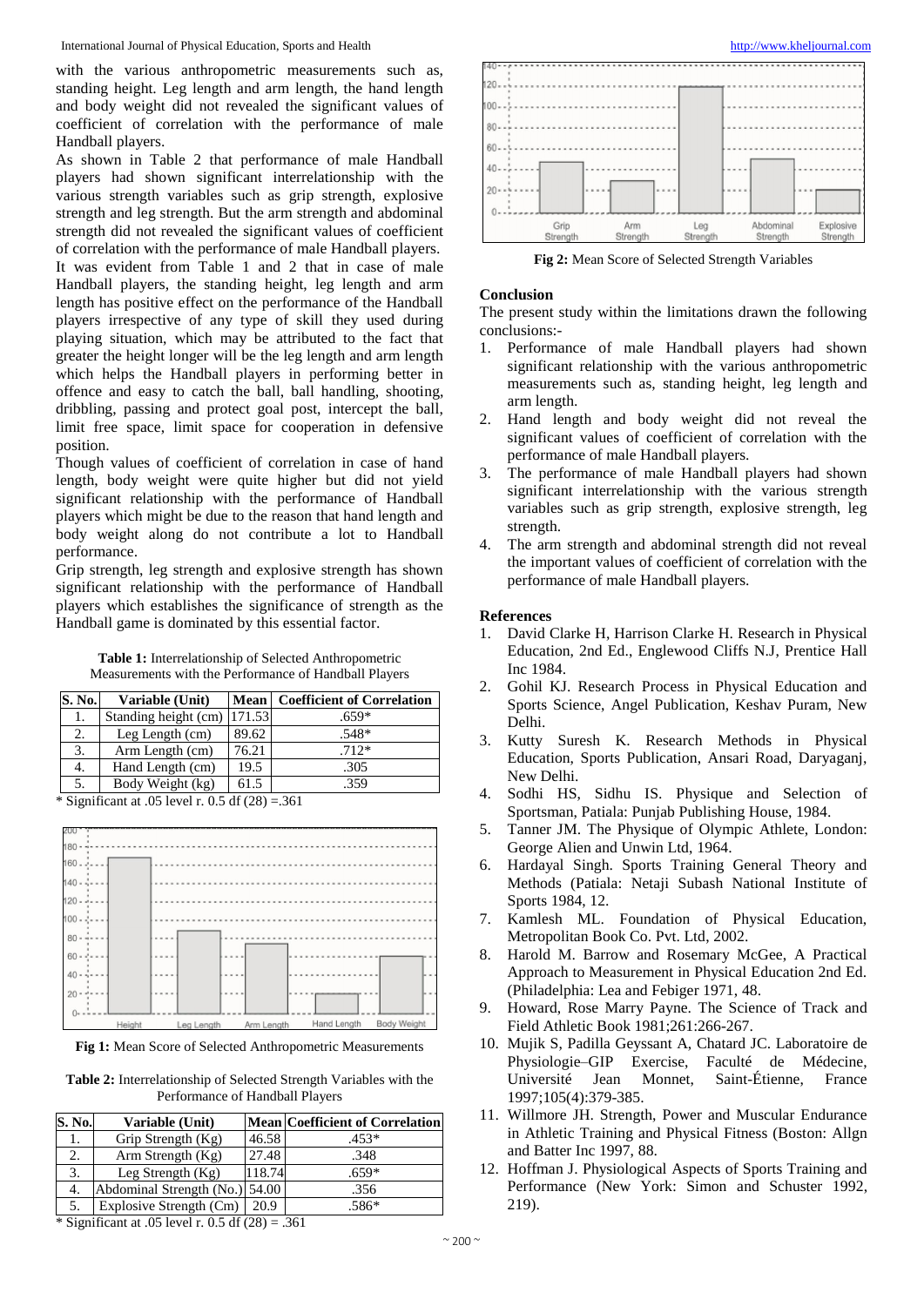with the various anthropometric measurements such as, standing height. Leg length and arm length, the hand length and body weight did not revealed the significant values of coefficient of correlation with the performance of male Handball players.

As shown in Table 2 that performance of male Handball players had shown significant interrelationship with the various strength variables such as grip strength, explosive strength and leg strength. But the arm strength and abdominal strength did not revealed the significant values of coefficient of correlation with the performance of male Handball players.

It was evident from Table 1 and 2 that in case of male Handball players, the standing height, leg length and arm length has positive effect on the performance of the Handball players irrespective of any type of skill they used during playing situation, which may be attributed to the fact that greater the height longer will be the leg length and arm length which helps the Handball players in performing better in offence and easy to catch the ball, ball handling, shooting, dribbling, passing and protect goal post, intercept the ball, limit free space, limit space for cooperation in defensive position.

Though values of coefficient of correlation in case of hand length, body weight were quite higher but did not yield significant relationship with the performance of Handball players which might be due to the reason that hand length and body weight along do not contribute a lot to Handball performance.

Grip strength, leg strength and explosive strength has shown significant relationship with the performance of Handball players which establishes the significance of strength as the Handball game is dominated by this essential factor.

**Table 1:** Interrelationship of Selected Anthropometric Measurements with the Performance of Handball Players

| S. No. | Variable (Unit) | Mean | Coefficient of Correlation |
|---|---|---|---|
| 1. | Standing height (cm) | 171.53 | .659* |
| 2. | Leg Length (cm) | 89.62 | .548* |
| 3. | Arm Length (cm) | 76.21 | .712* |
| 4. | Hand Length (cm) | 19.5 | .305 |
| 5. | Body Weight (kg) | 61.5 | .359 |

* Significant at .05 level r. 0.5 df (28) =.361

200
180
160
140
120
100
80
60
40
20
0
Height Leg Length Arm Length Hand Length Body Weight

**Fig 1:** Mean Score of Selected Anthropometric Measurements

**Table 2:** Interrelationship of Selected Strength Variables with the Performance of Handball Players

| S. No. | Variable (Unit) | Mean | Coefficient of Correlation |
|---|---|---|---|
| 1. | Grip Strength (Kg) | 46.58 | .453* |
| 2. | Arm Strength (Kg) | 27.48 | .348 |
| 3. | Leg Strength (Kg) | 118.74 | .659* |
| 4. | Abdominal Strength (No.) | 54.00 | .356 |
| 5. | Explosive Strength (Cm) | 20.9 | .586* |

* Significant at .05 level r. 0.5 df (28) = .361

140
120
100
80
60
40
20
0
Grip Strength Arm Strength Leg Strength Abdominal Strength Explosive Strength

**Fig 2:** Mean Score of Selected Strength Variables

## Conclusion

The present study within the limitations drawn the following conclusions:-

1. Performance of male Handball players had shown significant relationship with the various anthropometric measurements such as, standing height, leg length and arm length.
2. Hand length and body weight did not reveal the significant values of coefficient of correlation with the performance of male Handball players.
3. The performance of male Handball players had shown significant interrelationship with the various strength variables such as grip strength, explosive strength, leg strength.
4. The arm strength and abdominal strength did not reveal the important values of coefficient of correlation with the performance of male Handball players.

## References

1. David Clarke H, Harrison Clarke H. Research in Physical Education, 2nd Ed., Englewood Cliffs N.J, Prentice Hall Inc 1984.
2. Gohil KJ. Research Process in Physical Education and Sports Science, Angel Publication, Keshav Puram, New Delhi.
3. Kutty Suresh K. Research Methods in Physical Education, Sports Publication, Ansari Road, Daryaganj, New Delhi.
4. Sodhi HS, Sidhu IS. Physique and Selection of Sportsman, Patiala: Punjab Publishing House, 1984.
5. Tanner JM. The Physique of Olympic Athlete, London: George Alien and Unwin Ltd, 1964.
6. Hardayal Singh. Sports Training General Theory and Methods (Patiala: Netaji Subash National Institute of Sports 1984, 12.
7. Kamlesh ML. Foundation of Physical Education, Metropolitan Book Co. Pvt. Ltd, 2002.
8. Harold M. Barrow and Rosemary McGee, A Practical Approach to Measurement in Physical Education 2nd Ed. (Philadelphia: Lea and Febiger 1971, 48.
9. Howard, Rose Marry Payne. The Science of Track and Field Athletic Book 1981;261:266-267.
10. Mujik S, Padilla Geyssant A, Chatard JC. Laboratoire de Physiologie–GIP Exercise, Faculté de Médecine, Université Jean Monnet, Saint-Étienne, France 1997;105(4):379-385.
11. Willmore JH. Strength, Power and Muscular Endurance in Athletic Training and Physical Fitness (Boston: Allgn and Batter Inc 1997, 88.
12. Hoffman J. Physiological Aspects of Sports Training and Performance (New York: Simon and Schuster 1992, 219).